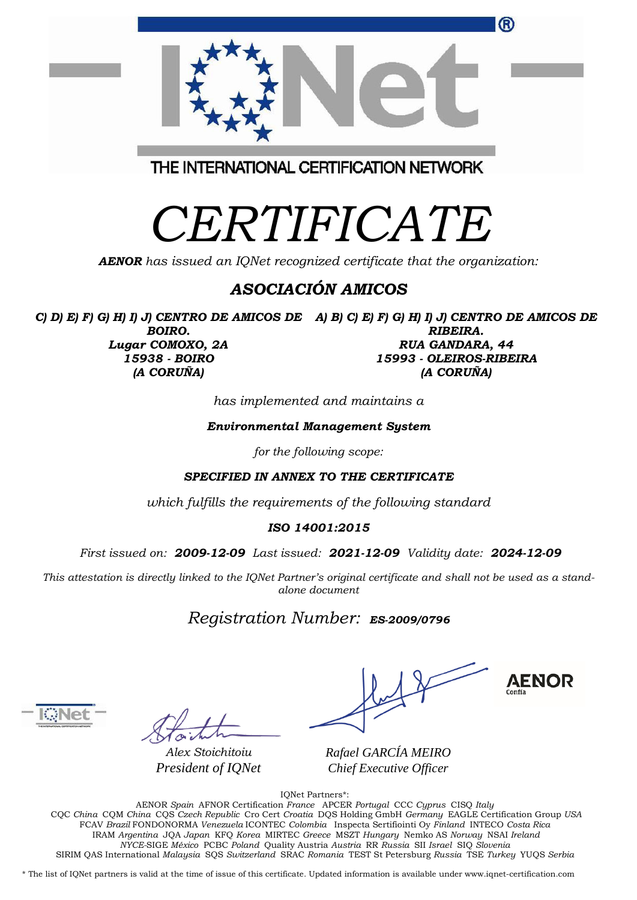THE INTERNATIONAL CERTIFICATION NETWORK

# CERTIFICATE

***AENOR*** *has issued an IQNet recognized certificate that the organization:*

## *ASOCIACIÓN AMICOS*

***C) D) E) F) G) H) I) J) CENTRO DE AMICOS DE BOIRO.***
***Lugar COMOXO, 2A***
***15938 - BOIRO***
***(A CORUÑA)***

***A) B) C) E) F) G) H) I) J) CENTRO DE AMICOS DE RIBEIRA.***
***RUA GANDARA, 44***
***15993 - OLEIROS-RIBEIRA***
***(A CORUÑA)***

*has implemented and maintains a*

***Environmental Management System***

*for the following scope:*

***SPECIFIED IN ANNEX TO THE CERTIFICATE***

*which fulfills the requirements of the following standard*

***ISO 14001:2015***

*First issued on:* ***2009-12-09*** *Last issued:* ***2021-12-09*** *Validity date:* ***2024-12-09***

*This attestation is directly linked to the IQNet Partner's original certificate and shall not be used as a stand-alone document*

*Registration Number:* ***ES-2009/0796***

*Alex Stoichitoiu*
*President of IQNet*

*Rafael GARCÍA MEIRO*
*Chief Executive Officer*

AENOR Confía

IQNet Partners*:
AENOR *Spain* AFNOR Certification *France* APCER *Portugal* CCC *Cyprus* CISQ *Italy*
CQC *China* CQM *China* CQS *Czech Republic* Cro Cert *Croatia* DQS Holding GmbH *Germany* EAGLE Certification Group *USA*
FCAV *Brazil* FONDONORMA *Venezuela* ICONTEC *Colombia* Inspecta Sertifiointi Oy *Finland* INTECO *Costa Rica*
IRAM *Argentina* JQA *Japan* KFQ *Korea* MIRTEC *Greece* MSZT *Hungary* Nemko AS *Norway* NSAI *Ireland*
*NYCE*-SIGE *México* PCBC *Poland* Quality Austria *Austria* RR *Russia* SII *Israel* SIQ *Slovenia*
SIRIM QAS International *Malaysia* SQS *Switzerland* SRAC *Romania* TEST St Petersburg *Russia* TSE *Turkey* YUQS *Serbia*

\* The list of IQNet partners is valid at the time of issue of this certificate. Updated information is available under www.iqnet-certification.com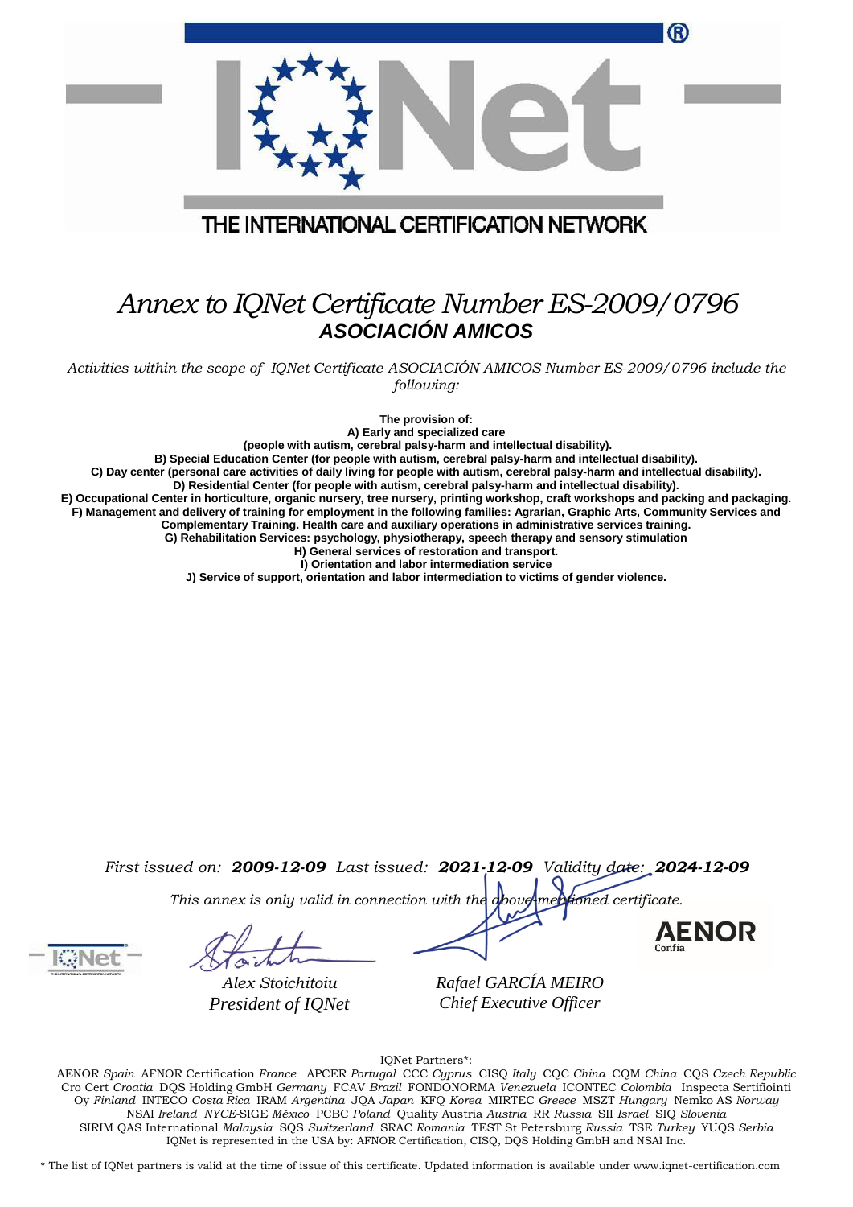THE INTERNATIONAL CERTIFICATION NETWORK

# *Annex to IQNet Certificate Number ES-2009/0796*

## ***ASOCIACIÓN AMICOS***

*Activities within the scope of IQNet Certificate ASOCIACIÓN AMICOS Number ES-2009/0796 include the following:*

**The provision of:**

**A) Early and specialized care**
**(people with autism, cerebral palsy-harm and intellectual disability).**
**B) Special Education Center (for people with autism, cerebral palsy-harm and intellectual disability).**
**C) Day center (personal care activities of daily living for people with autism, cerebral palsy-harm and intellectual disability).**
**D) Residential Center (for people with autism, cerebral palsy-harm and intellectual disability).**
**E) Occupational Center in horticulture, organic nursery, tree nursery, printing workshop, craft workshops and packing and packaging.**
**F) Management and delivery of training for employment in the following families: Agrarian, Graphic Arts, Community Services and Complementary Training. Health care and auxiliary operations in administrative services training.**
**G) Rehabilitation Services: psychology, physiotherapy, speech therapy and sensory stimulation**
**H) General services of restoration and transport.**
**I) Orientation and labor intermediation service**
**J) Service of support, orientation and labor intermediation to victims of gender violence.**

*First issued on:* ***2009-12-09*** *Last issued:* ***2021-12-09*** *Validity date:* ***2024-12-09***

*This annex is only valid in connection with the above-mentioned certificate.*

AENOR Confía

*Alex Stoichitoiu*
*President of IQNet*

*Rafael GARCÍA MEIRO*
*Chief Executive Officer*

IQNet Partners*:

AENOR *Spain* AFNOR Certification *France* APCER *Portugal* CCC *Cyprus* CISQ *Italy* CQC *China* CQM *China* CQS *Czech Republic* Cro Cert *Croatia* DQS Holding GmbH *Germany* FCAV *Brazil* FONDONORMA *Venezuela* ICONTEC *Colombia* Inspecta Sertifiointi Oy *Finland* INTECO *Costa Rica* IRAM *Argentina* JQA *Japan* KFQ *Korea* MIRTEC *Greece* MSZT *Hungary* Nemko AS *Norway* NSAI *Ireland* *NYCE*-SIGE *México* PCBC *Poland* Quality Austria *Austria* RR *Russia* SII *Israel* SIQ *Slovenia* SIRIM QAS International *Malaysia* SQS *Switzerland* SRAC *Romania* TEST St Petersburg *Russia* TSE *Turkey* YUQS *Serbia*
IQNet is represented in the USA by: AFNOR Certification, CISQ, DQS Holding GmbH and NSAI Inc.

\* The list of IQNet partners is valid at the time of issue of this certificate. Updated information is available under www.iqnet-certification.com